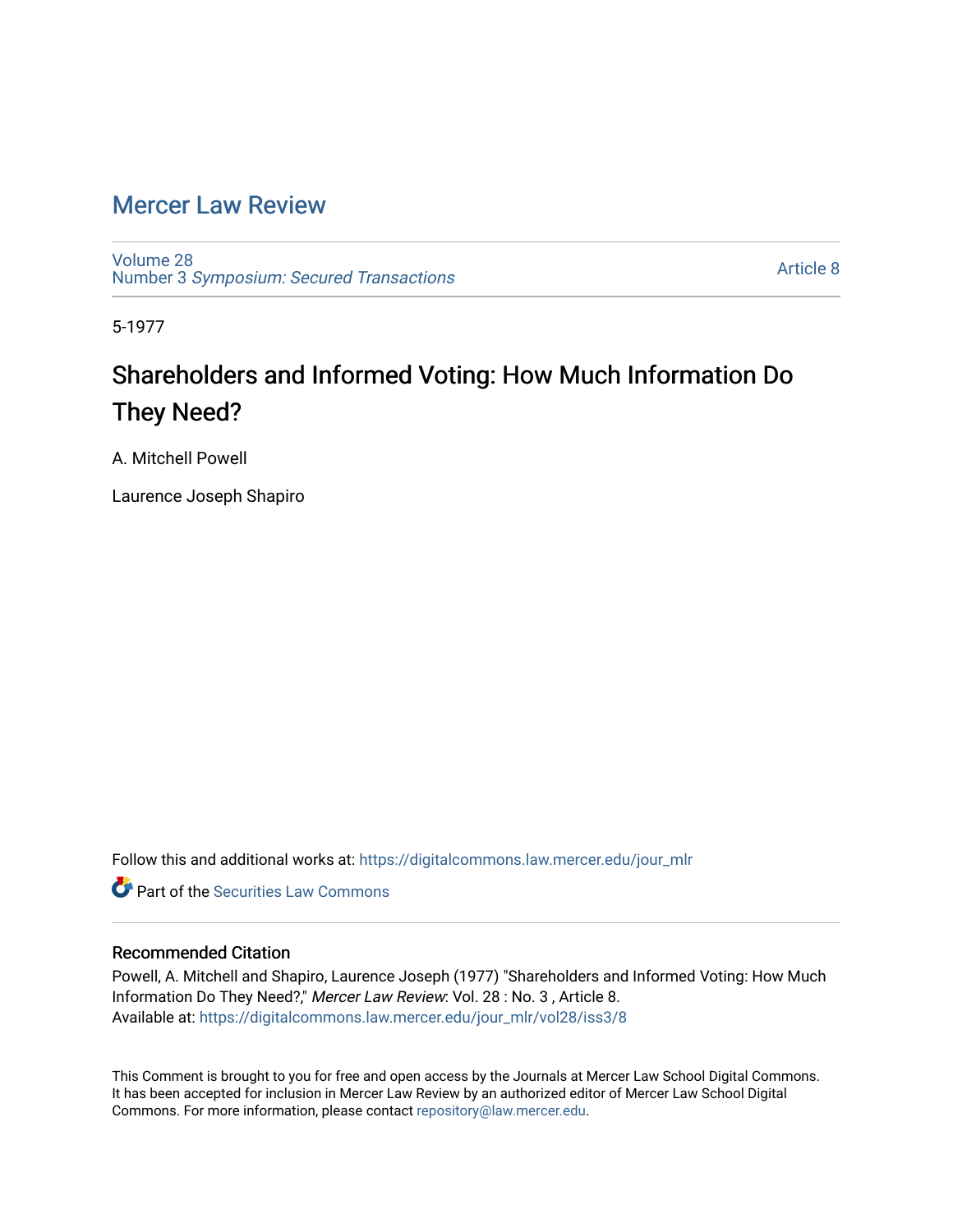# Mercer Law Review

Volume 28
Number 3 *Symposium: Secured Transactions*

Article 8

5-1977

## Shareholders and Informed Voting: How Much Information Do They Need?

A. Mitchell Powell

Laurence Joseph Shapiro

Follow this and additional works at: https://digitalcommons.law.mercer.edu/jour_mlr

Part of the Securities Law Commons

### Recommended Citation

Powell, A. Mitchell and Shapiro, Laurence Joseph (1977) "Shareholders and Informed Voting: How Much Information Do They Need?," *Mercer Law Review*: Vol. 28 : No. 3 , Article 8.
Available at: https://digitalcommons.law.mercer.edu/jour_mlr/vol28/iss3/8

This Comment is brought to you for free and open access by the Journals at Mercer Law School Digital Commons. It has been accepted for inclusion in Mercer Law Review by an authorized editor of Mercer Law School Digital Commons. For more information, please contact repository@law.mercer.edu.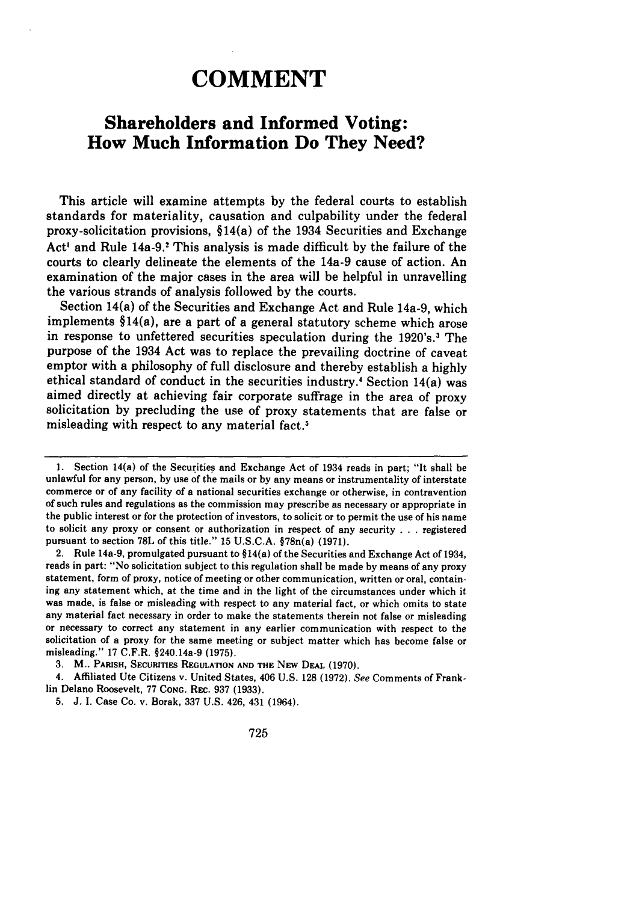# COMMENT

## Shareholders and Informed Voting: How Much Information Do They Need?

This article will examine attempts by the federal courts to establish standards for materiality, causation and culpability under the federal proxy-solicitation provisions, §14(a) of the 1934 Securities and Exchange Act[1] and Rule 14a-9.[2] This analysis is made difficult by the failure of the courts to clearly delineate the elements of the 14a-9 cause of action. An examination of the major cases in the area will be helpful in unravelling the various strands of analysis followed by the courts.

Section 14(a) of the Securities and Exchange Act and Rule 14a-9, which implements §14(a), are a part of a general statutory scheme which arose in response to unfettered securities speculation during the 1920's.[3] The purpose of the 1934 Act was to replace the prevailing doctrine of caveat emptor with a philosophy of full disclosure and thereby establish a highly ethical standard of conduct in the securities industry.[4] Section 14(a) was aimed directly at achieving fair corporate suffrage in the area of proxy solicitation by precluding the use of proxy statements that are false or misleading with respect to any material fact.[5]

---

1. Section 14(a) of the Securities and Exchange Act of 1934 reads in part; "It shall be unlawful for any person, by use of the mails or by any means or instrumentality of interstate commerce or of any facility of a national securities exchange or otherwise, in contravention of such rules and regulations as the commission may prescribe as necessary or appropriate in the public interest or for the protection of investors, to solicit or to permit the use of his name to solicit any proxy or consent or authorization in respect of any security . . . registered pursuant to section 78L of this title." 15 U.S.C.A. §78n(a) (1971).

2. Rule 14a-9, promulgated pursuant to §14(a) of the Securities and Exchange Act of 1934, reads in part: "No solicitation subject to this regulation shall be made by means of any proxy statement, form of proxy, notice of meeting or other communication, written or oral, containing any statement which, at the time and in the light of the circumstances under which it was made, is false or misleading with respect to any material fact, or which omits to state any material fact necessary in order to make the statements therein not false or misleading or necessary to correct any statement in any earlier communication with respect to the solicitation of a proxy for the same meeting or subject matter which has become false or misleading." 17 C.F.R. §240.14a-9 (1975).

3. M.. PARISH, SECURITIES REGULATION AND THE NEW DEAL (1970).

4. Affiliated Ute Citizens v. United States, 406 U.S. 128 (1972). *See* Comments of Franklin Delano Roosevelt, 77 CONG. REC. 937 (1933).

5. J. I. Case Co. v. Borak, 337 U.S. 426, 431 (1964).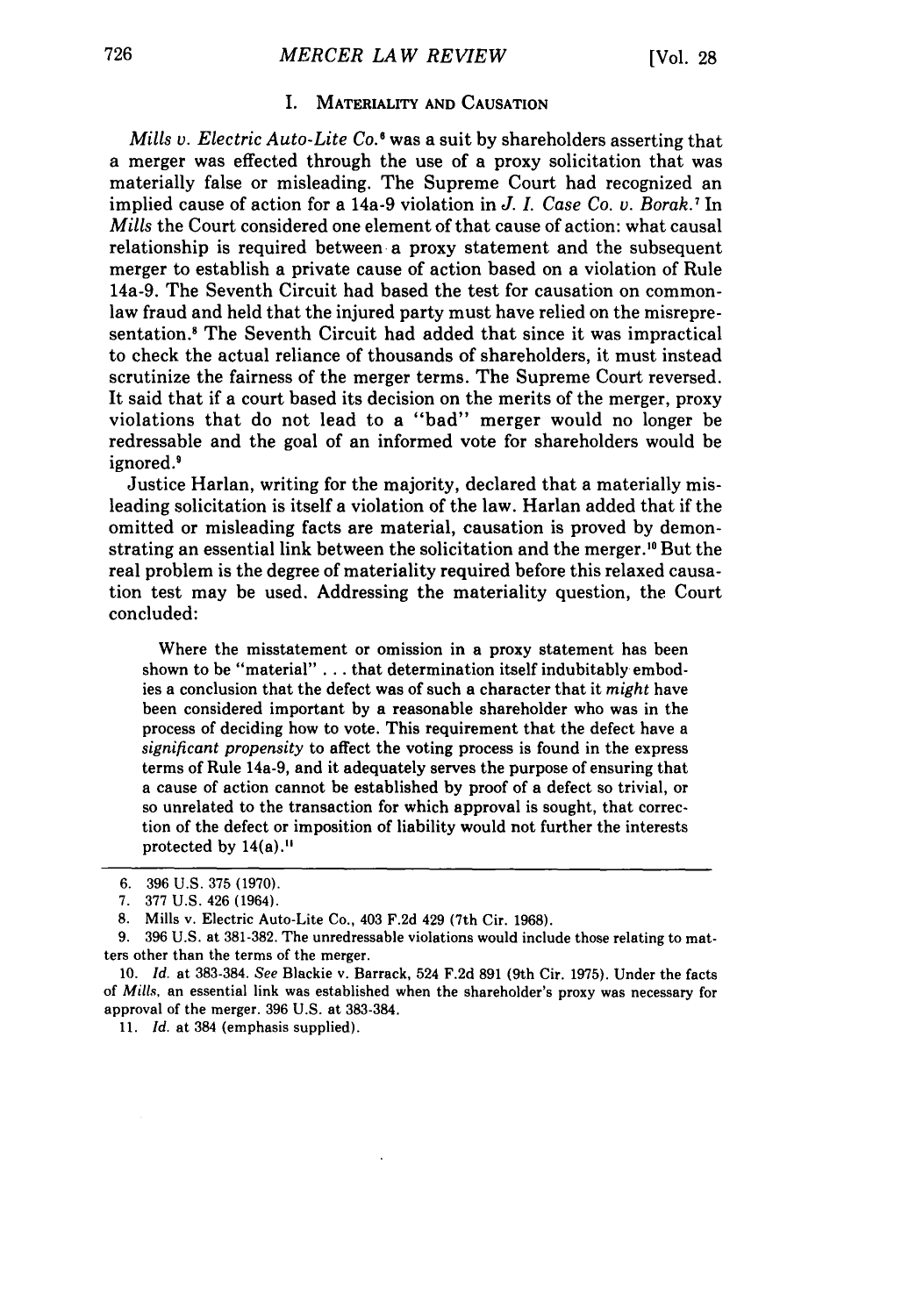## I. Materiality and Causation

*Mills v. Electric Auto-Lite Co.*[6] was a suit by shareholders asserting that a merger was effected through the use of a proxy solicitation that was materially false or misleading. The Supreme Court had recognized an implied cause of action for a 14a-9 violation in *J. I. Case Co. v. Borak.*[7] In *Mills* the Court considered one element of that cause of action: what causal relationship is required between a proxy statement and the subsequent merger to establish a private cause of action based on a violation of Rule 14a-9. The Seventh Circuit had based the test for causation on common-law fraud and held that the injured party must have relied on the misrepresentation.[8] The Seventh Circuit had added that since it was impractical to check the actual reliance of thousands of shareholders, it must instead scrutinize the fairness of the merger terms. The Supreme Court reversed. It said that if a court based its decision on the merits of the merger, proxy violations that do not lead to a "bad" merger would no longer be redressable and the goal of an informed vote for shareholders would be ignored.[9]

Justice Harlan, writing for the majority, declared that a materially misleading solicitation is itself a violation of the law. Harlan added that if the omitted or misleading facts are material, causation is proved by demonstrating an essential link between the solicitation and the merger.[10] But the real problem is the degree of materiality required before this relaxed causation test may be used. Addressing the materiality question, the Court concluded:

> Where the misstatement or omission in a proxy statement has been shown to be "material" . . . that determination itself indubitably embodies a conclusion that the defect was of such a character that it *might* have been considered important by a reasonable shareholder who was in the process of deciding how to vote. This requirement that the defect have a *significant propensity* to affect the voting process is found in the express terms of Rule 14a-9, and it adequately serves the purpose of ensuring that a cause of action cannot be established by proof of a defect so trivial, or so unrelated to the transaction for which approval is sought, that correction of the defect or imposition of liability would not further the interests protected by 14(a).[11]

---

6. 396 U.S. 375 (1970).

7. 377 U.S. 426 (1964).

8. Mills v. Electric Auto-Lite Co., 403 F.2d 429 (7th Cir. 1968).

9. 396 U.S. at 381-382. The unredressable violations would include those relating to matters other than the terms of the merger.

10. *Id.* at 383-384. *See* Blackie v. Barrack, 524 F.2d 891 (9th Cir. 1975). Under the facts of *Mills*, an essential link was established when the shareholder's proxy was necessary for approval of the merger. 396 U.S. at 383-384.

11. *Id.* at 384 (emphasis supplied).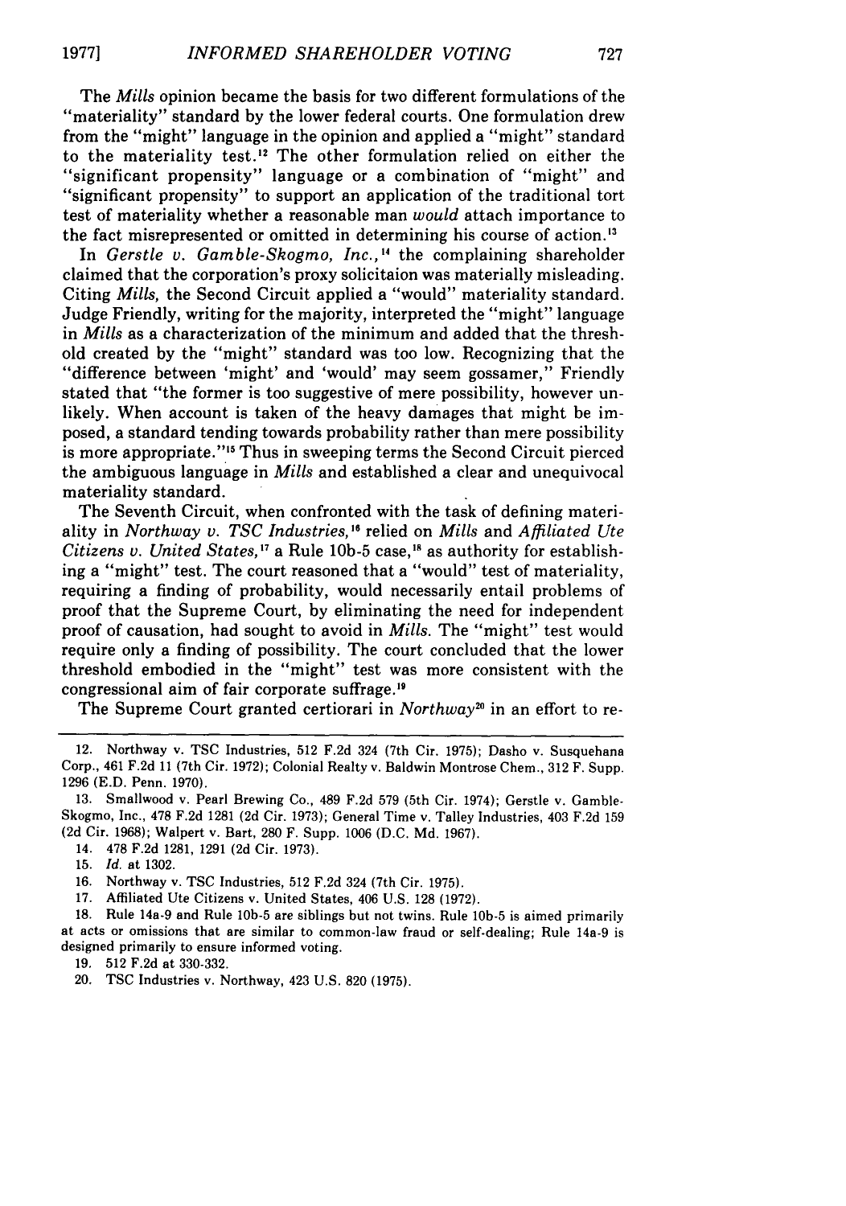The *Mills* opinion became the basis for two different formulations of the "materiality" standard by the lower federal courts. One formulation drew from the "might" language in the opinion and applied a "might" standard to the materiality test.[12] The other formulation relied on either the "significant propensity" language or a combination of "might" and "significant propensity" to support an application of the traditional tort test of materiality whether a reasonable man *would* attach importance to the fact misrepresented or omitted in determining his course of action.[13]

In *Gerstle v. Gamble-Skogmo, Inc.*,[14] the complaining shareholder claimed that the corporation's proxy solicitaion was materially misleading. Citing *Mills*, the Second Circuit applied a "would" materiality standard. Judge Friendly, writing for the majority, interpreted the "might" language in *Mills* as a characterization of the minimum and added that the threshold created by the "might" standard was too low. Recognizing that the "difference between 'might' and 'would' may seem gossamer," Friendly stated that "the former is too suggestive of mere possibility, however unlikely. When account is taken of the heavy damages that might be imposed, a standard tending towards probability rather than mere possibility is more appropriate."[15] Thus in sweeping terms the Second Circuit pierced the ambiguous language in *Mills* and established a clear and unequivocal materiality standard.

The Seventh Circuit, when confronted with the task of defining materiality in *Northway v. TSC Industries*,[16] relied on *Mills* and *Affiliated Ute Citizens v. United States*,[17] a Rule 10b-5 case,[18] as authority for establishing a "might" test. The court reasoned that a "would" test of materiality, requiring a finding of probability, would necessarily entail problems of proof that the Supreme Court, by eliminating the need for independent proof of causation, had sought to avoid in *Mills*. The "might" test would require only a finding of possibility. The court concluded that the lower threshold embodied in the "might" test was more consistent with the congressional aim of fair corporate suffrage.[19]

The Supreme Court granted certiorari in *Northway*[20] in an effort to re-

---

12. Northway v. TSC Industries, 512 F.2d 324 (7th Cir. 1975); Dasho v. Susquehana Corp., 461 F.2d 11 (7th Cir. 1972); Colonial Realty v. Baldwin Montrose Chem., 312 F. Supp. 1296 (E.D. Penn. 1970).

13. Smallwood v. Pearl Brewing Co., 489 F.2d 579 (5th Cir. 1974); Gerstle v. Gamble-Skogmo, Inc., 478 F.2d 1281 (2d Cir. 1973); General Time v. Talley Industries, 403 F.2d 159 (2d Cir. 1968); Walpert v. Bart, 280 F. Supp. 1006 (D.C. Md. 1967).

14. 478 F.2d 1281, 1291 (2d Cir. 1973).

15. *Id.* at 1302.

16. Northway v. TSC Industries, 512 F.2d 324 (7th Cir. 1975).

17. Affiliated Ute Citizens v. United States, 406 U.S. 128 (1972).

18. Rule 14a-9 and Rule 10b-5 are siblings but not twins. Rule 10b-5 is aimed primarily at acts or omissions that are similar to common-law fraud or self-dealing; Rule 14a-9 is designed primarily to ensure informed voting.

19. 512 F.2d at 330-332.

20. TSC Industries v. Northway, 423 U.S. 820 (1975).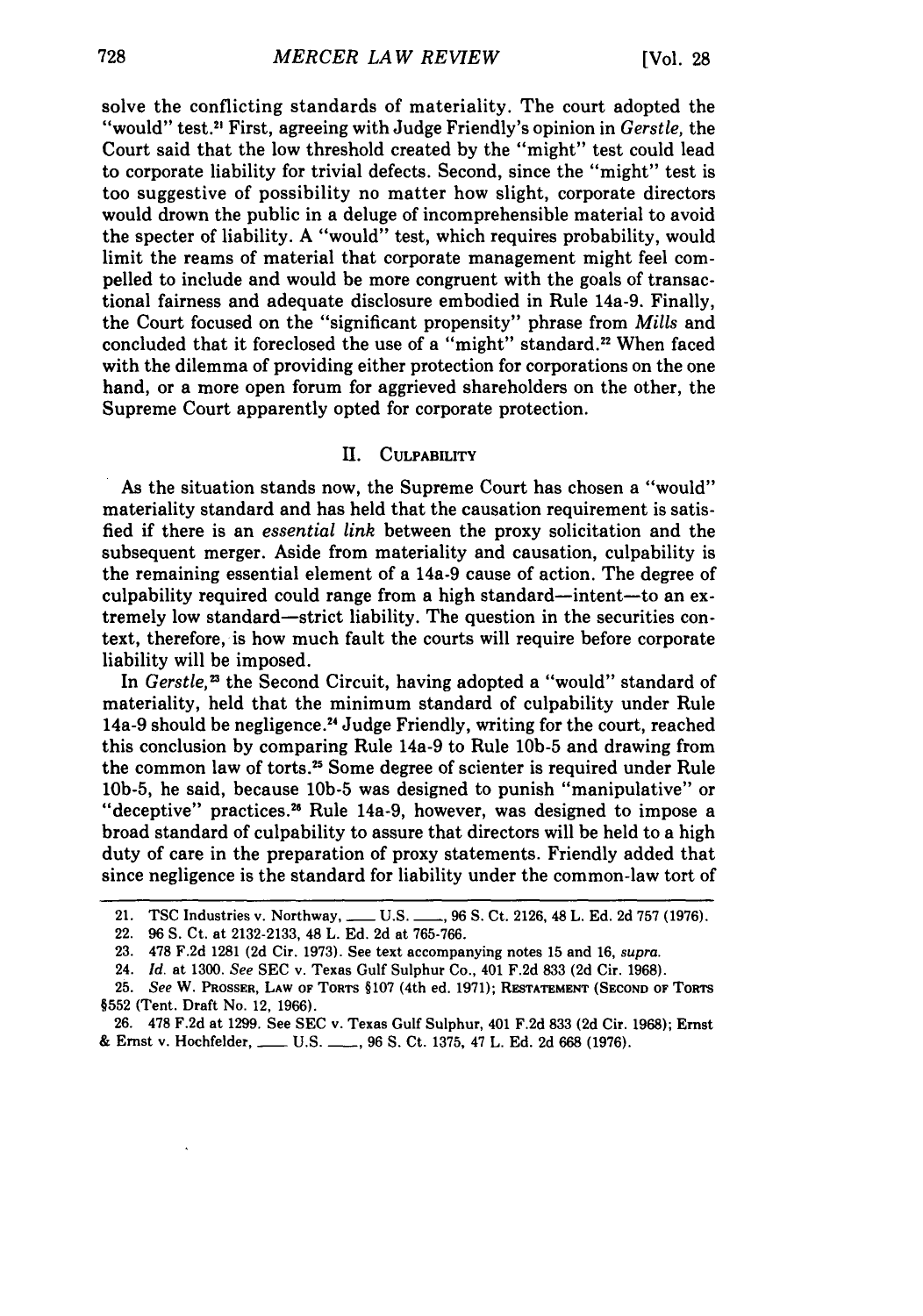solve the conflicting standards of materiality. The court adopted the "would" test.[21] First, agreeing with Judge Friendly's opinion in *Gerstle*, the Court said that the low threshold created by the "might" test could lead to corporate liability for trivial defects. Second, since the "might" test is too suggestive of possibility no matter how slight, corporate directors would drown the public in a deluge of incomprehensible material to avoid the specter of liability. A "would" test, which requires probability, would limit the reams of material that corporate management might feel compelled to include and would be more congruent with the goals of transactional fairness and adequate disclosure embodied in Rule 14a-9. Finally, the Court focused on the "significant propensity" phrase from *Mills* and concluded that it foreclosed the use of a "might" standard.[22] When faced with the dilemma of providing either protection for corporations on the one hand, or a more open forum for aggrieved shareholders on the other, the Supreme Court apparently opted for corporate protection.

## II. CULPABILITY

As the situation stands now, the Supreme Court has chosen a "would" materiality standard and has held that the causation requirement is satisfied if there is an *essential link* between the proxy solicitation and the subsequent merger. Aside from materiality and causation, culpability is the remaining essential element of a 14a-9 cause of action. The degree of culpability required could range from a high standard—intent—to an extremely low standard—strict liability. The question in the securities context, therefore, is how much fault the courts will require before corporate liability will be imposed.

In *Gerstle*,[23] the Second Circuit, having adopted a "would" standard of materiality, held that the minimum standard of culpability under Rule 14a-9 should be negligence.[24] Judge Friendly, writing for the court, reached this conclusion by comparing Rule 14a-9 to Rule 10b-5 and drawing from the common law of torts.[25] Some degree of scienter is required under Rule 10b-5, he said, because 10b-5 was designed to punish "manipulative" or "deceptive" practices.[26] Rule 14a-9, however, was designed to impose a broad standard of culpability to assure that directors will be held to a high duty of care in the preparation of proxy statements. Friendly added that since negligence is the standard for liability under the common-law tort of

---

21. TSC Industries v. Northway, ___ U.S. ___, 96 S. Ct. 2126, 48 L. Ed. 2d 757 (1976).

22. 96 S. Ct. at 2132-2133, 48 L. Ed. 2d at 765-766.

23. 478 F.2d 1281 (2d Cir. 1973). See text accompanying notes 15 and 16, *supra*.

24. *Id.* at 1300. *See* SEC v. Texas Gulf Sulphur Co., 401 F.2d 833 (2d Cir. 1968).

25. *See* W. PROSSER, LAW OF TORTS §107 (4th ed. 1971); RESTATEMENT (SECOND OF TORTS §552 (Tent. Draft No. 12, 1966).

26. 478 F.2d at 1299. See SEC v. Texas Gulf Sulphur, 401 F.2d 833 (2d Cir. 1968); Ernst & Ernst v. Hochfelder, ___ U.S. ___, 96 S. Ct. 1375, 47 L. Ed. 2d 668 (1976).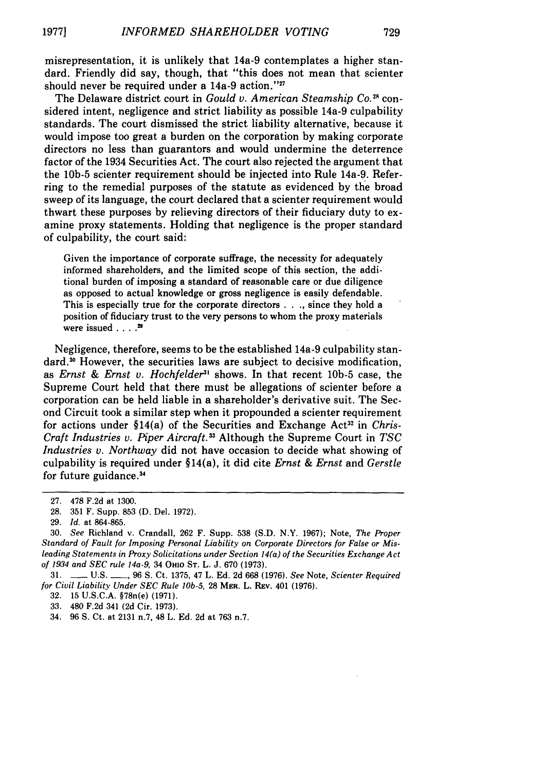misrepresentation, it is unlikely that 14a-9 contemplates a higher standard. Friendly did say, though, that "this does not mean that scienter should never be required under a 14a-9 action."[27]

The Delaware district court in *Gould v. American Steamship Co.*[28] considered intent, negligence and strict liability as possible 14a-9 culpability standards. The court dismissed the strict liability alternative, because it would impose too great a burden on the corporation by making corporate directors no less than guarantors and would undermine the deterrence factor of the 1934 Securities Act. The court also rejected the argument that the 10b-5 scienter requirement should be injected into Rule 14a-9. Referring to the remedial purposes of the statute as evidenced by the broad sweep of its language, the court declared that a scienter requirement would thwart these purposes by relieving directors of their fiduciary duty to examine proxy statements. Holding that negligence is the proper standard of culpability, the court said:

> Given the importance of corporate suffrage, the necessity for adequately informed shareholders, and the limited scope of this section, the additional burden of imposing a standard of reasonable care or due diligence as opposed to actual knowledge or gross negligence is easily defendable. This is especially true for the corporate directors . . ., since they hold a position of fiduciary trust to the very persons to whom the proxy materials were issued . . . .[29]

Negligence, therefore, seems to be the established 14a-9 culpability standard.[30] However, the securities laws are subject to decisive modification, as *Ernst & Ernst v. Hochfelder*[31] shows. In that recent 10b-5 case, the Supreme Court held that there must be allegations of scienter before a corporation can be held liable in a shareholder's derivative suit. The Second Circuit took a similar step when it propounded a scienter requirement for actions under §14(a) of the Securities and Exchange Act[32] in *Chris-Craft Industries v. Piper Aircraft.*[33] Although the Supreme Court in *TSC Industries v. Northway* did not have occasion to decide what showing of culpability is required under §14(a), it did cite *Ernst & Ernst* and *Gerstle* for future guidance.[34]

---

27. 478 F.2d at 1300.

28. 351 F. Supp. 853 (D. Del. 1972).

29. *Id.* at 864-865.

30. *See* Richland v. Crandall, 262 F. Supp. 538 (S.D. N.Y. 1967); Note, *The Proper Standard of Fault for Imposing Personal Liability on Corporate Directors for False or Misleading Statements in Proxy Solicitations under Section 14(a) of the Securities Exchange Act of 1934 and SEC rule 14a-9*, 34 OHIO ST. L. J. 670 (1973).

31. ___ U.S. ___, 96 S. Ct. 1375, 47 L. Ed. 2d 668 (1976). *See* Note, *Scienter Required for Civil Liability Under SEC Rule 10b-5*, 28 MER. L. REV. 401 (1976).

32. 15 U.S.C.A. §78n(e) (1971).

33. 480 F.2d 341 (2d Cir. 1973).

34. 96 S. Ct. at 2131 n.7, 48 L. Ed. 2d at 763 n.7.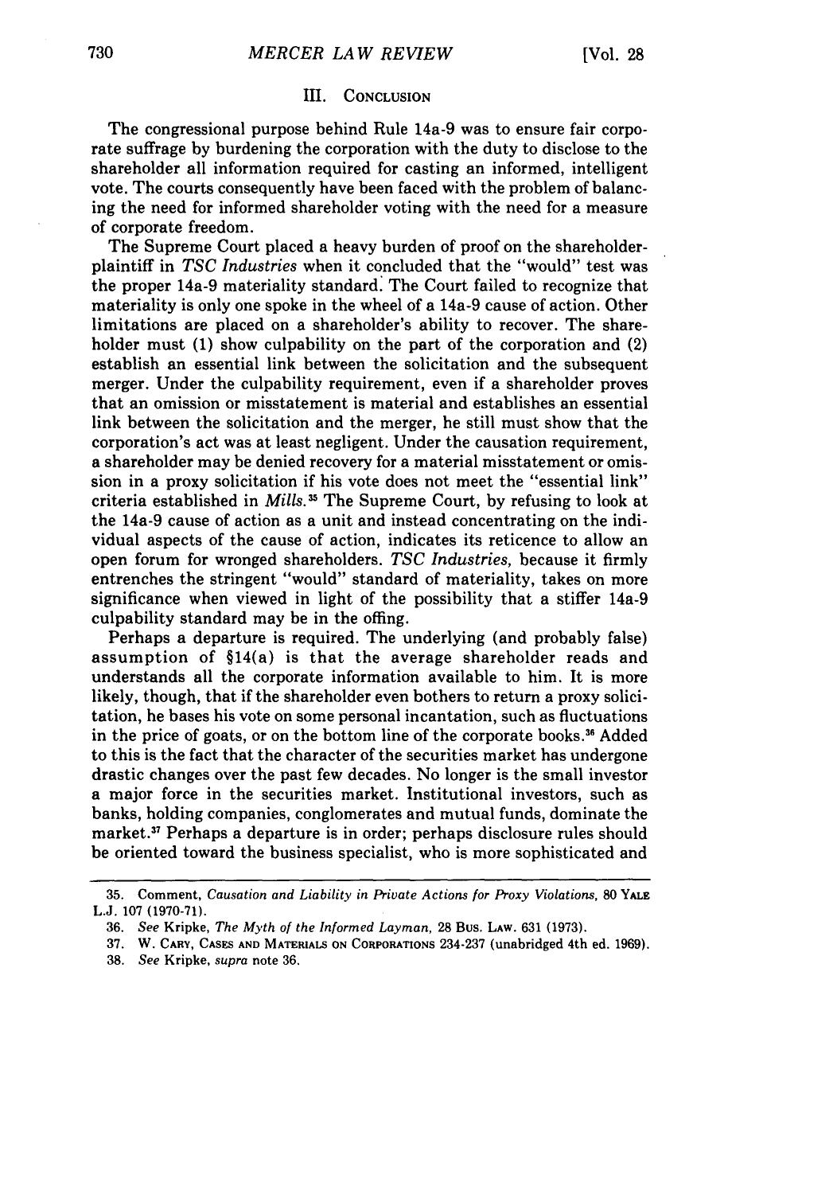## III. Conclusion

The congressional purpose behind Rule 14a-9 was to ensure fair corporate suffrage by burdening the corporation with the duty to disclose to the shareholder all information required for casting an informed, intelligent vote. The courts consequently have been faced with the problem of balancing the need for informed shareholder voting with the need for a measure of corporate freedom.

The Supreme Court placed a heavy burden of proof on the shareholder-plaintiff in *TSC Industries* when it concluded that the "would" test was the proper 14a-9 materiality standard. The Court failed to recognize that materiality is only one spoke in the wheel of a 14a-9 cause of action. Other limitations are placed on a shareholder's ability to recover. The shareholder must (1) show culpability on the part of the corporation and (2) establish an essential link between the solicitation and the subsequent merger. Under the culpability requirement, even if a shareholder proves that an omission or misstatement is material and establishes an essential link between the solicitation and the merger, he still must show that the corporation's act was at least negligent. Under the causation requirement, a shareholder may be denied recovery for a material misstatement or omission in a proxy solicitation if his vote does not meet the "essential link" criteria established in *Mills.*[35] The Supreme Court, by refusing to look at the 14a-9 cause of action as a unit and instead concentrating on the individual aspects of the cause of action, indicates its reticence to allow an open forum for wronged shareholders. *TSC Industries,* because it firmly entrenches the stringent "would" standard of materiality, takes on more significance when viewed in light of the possibility that a stiffer 14a-9 culpability standard may be in the offing.

Perhaps a departure is required. The underlying (and probably false) assumption of §14(a) is that the average shareholder reads and understands all the corporate information available to him. It is more likely, though, that if the shareholder even bothers to return a proxy solicitation, he bases his vote on some personal incantation, such as fluctuations in the price of goats, or on the bottom line of the corporate books.[36] Added to this is the fact that the character of the securities market has undergone drastic changes over the past few decades. No longer is the small investor a major force in the securities market. Institutional investors, such as banks, holding companies, conglomerates and mutual funds, dominate the market.[37] Perhaps a departure is in order; perhaps disclosure rules should be oriented toward the business specialist, who is more sophisticated and

---

35. Comment, *Causation and Liability in Private Actions for Proxy Violations,* 80 Yale L.J. 107 (1970-71).

36. *See* Kripke, *The Myth of the Informed Layman,* 28 Bus. Law. 631 (1973).

37. W. Cary, Cases and Materials on Corporations 234-237 (unabridged 4th ed. 1969).

38. *See* Kripke, *supra* note 36.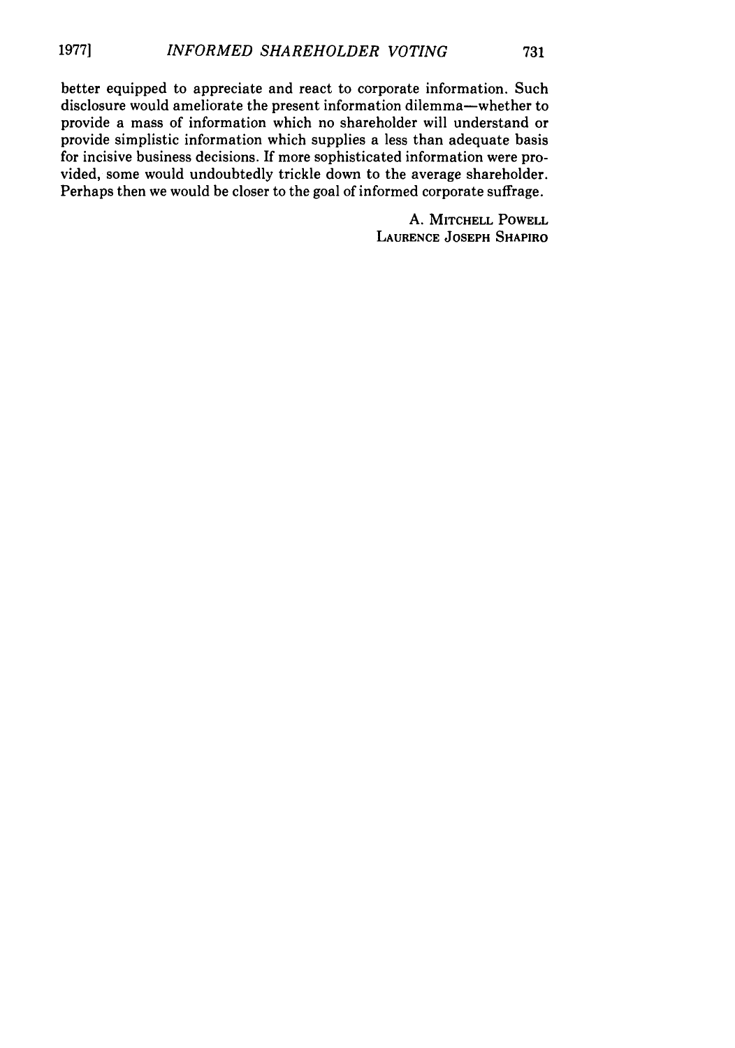better equipped to appreciate and react to corporate information. Such disclosure would ameliorate the present information dilemma—whether to provide a mass of information which no shareholder will understand or provide simplistic information which supplies a less than adequate basis for incisive business decisions. If more sophisticated information were provided, some would undoubtedly trickle down to the average shareholder. Perhaps then we would be closer to the goal of informed corporate suffrage.

A. MITCHELL POWELL
LAURENCE JOSEPH SHAPIRO